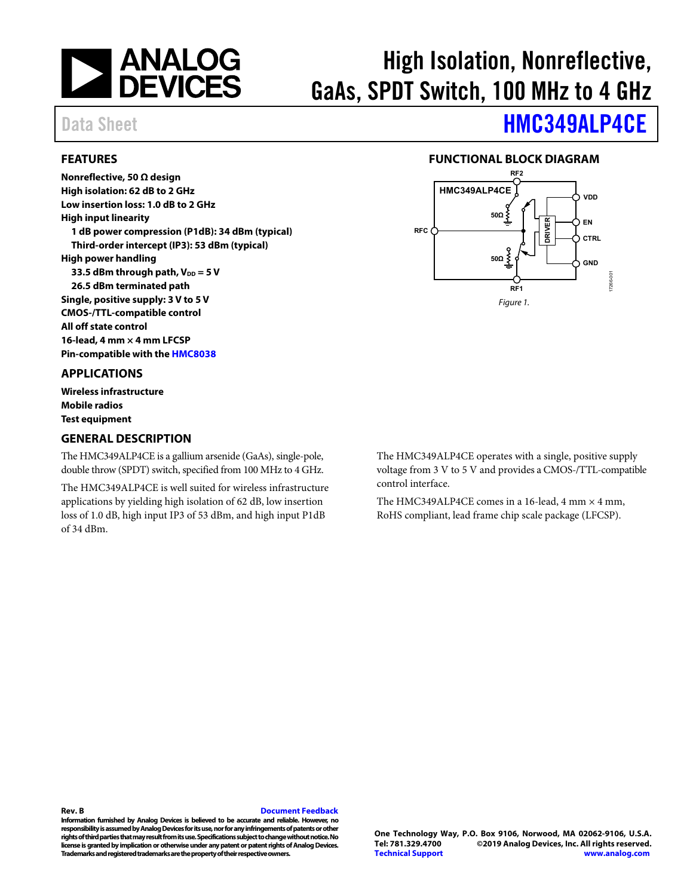# High Isolation, Nonreflective, GaAs, SPDT Switch, 100 MHz to 4 GHz

Data Sheet **HMC349ALP4CE**

## FEATURES

**Nonreflective, 50 Ω design**
**High isolation: 62 dB to 2 GHz**
**Low insertion loss: 1.0 dB to 2 GHz**
**High input linearity**
  **1 dB power compression (P1dB): 34 dBm (typical)**
  **Third-order intercept (IP3): 53 dBm (typical)**
**High power handling**
  **33.5 dBm through path, $V_{DD}$ = 5 V**
  **26.5 dBm terminated path**
**Single, positive supply: 3 V to 5 V**
**CMOS-/TTL-compatible control**
**All off state control**
**16-lead, 4 mm × 4 mm LFCSP**
**Pin-compatible with the HMC8038**

## APPLICATIONS

**Wireless infrastructure**
**Mobile radios**
**Test equipment**

## FUNCTIONAL BLOCK DIAGRAM

*Figure 1.*

## GENERAL DESCRIPTION

The HMC349ALP4CE is a gallium arsenide (GaAs), single-pole, double throw (SPDT) switch, specified from 100 MHz to 4 GHz.

The HMC349ALP4CE is well suited for wireless infrastructure applications by yielding high isolation of 62 dB, low insertion loss of 1.0 dB, high input IP3 of 53 dBm, and high input P1dB of 34 dBm.

The HMC349ALP4CE operates with a single, positive supply voltage from 3 V to 5 V and provides a CMOS-/TTL-compatible control interface.

The HMC349ALP4CE comes in a 16-lead, 4 mm × 4 mm, RoHS compliant, lead frame chip scale package (LFCSP).

**Rev. B** Document Feedback

**Information furnished by Analog Devices is believed to be accurate and reliable. However, no responsibility is assumed by Analog Devices for its use, nor for any infringements of patents or other rights of third parties that may result from its use. Specifications subject to change without notice. No license is granted by implication or otherwise under any patent or patent rights of Analog Devices. Trademarks and registered trademarks are the property of their respective owners.**

**One Technology Way, P.O. Box 9106, Norwood, MA 02062-9106, U.S.A.**
**Tel: 781.329.4700 ©2019 Analog Devices, Inc. All rights reserved.**
**Technical Support www.analog.com**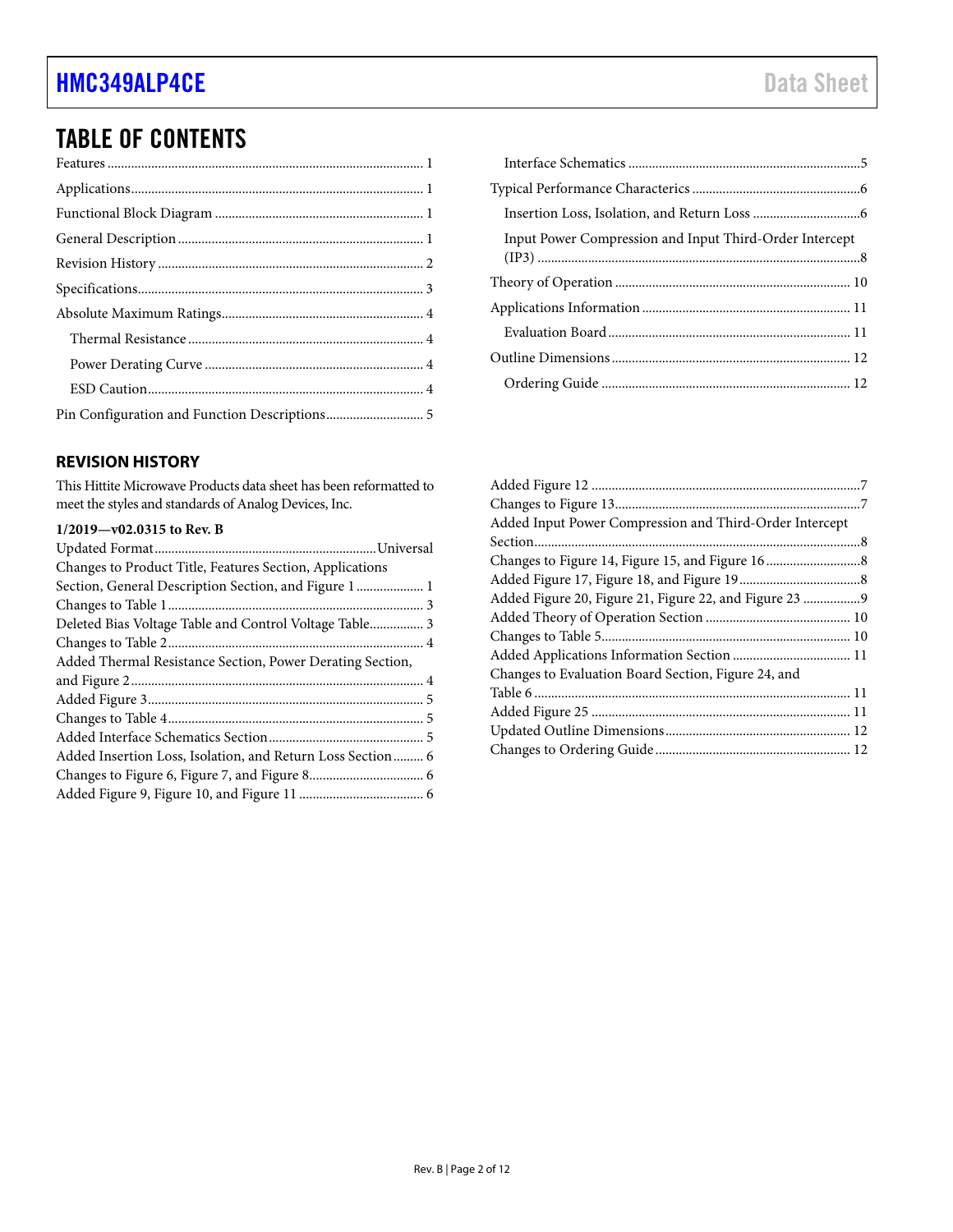## TABLE OF CONTENTS

Features ........ 1
Applications ........ 1
Functional Block Diagram ........ 1
General Description ........ 1
Revision History ........ 2
Specifications ........ 3
Absolute Maximum Ratings ........ 4
  Thermal Resistance ........ 4
  Power Derating Curve ........ 4
  ESD Caution ........ 4
Pin Configuration and Function Descriptions ........ 5
  Interface Schematics ........ 5
Typical Performance Characteristics ........ 6
  Insertion Loss, Isolation, and Return Loss ........ 6
  Input Power Compression and Input Third-Order Intercept (IP3) ........ 8
Theory of Operation ........ 10
Applications Information ........ 11
  Evaluation Board ........ 11
Outline Dimensions ........ 12
  Ordering Guide ........ 12

### REVISION HISTORY

This Hittite Microwave Products data sheet has been reformatted to meet the styles and standards of Analog Devices, Inc.

**1/2019—v02.0315 to Rev. B**

Updated Format ........ Universal
Changes to Product Title, Features Section, Applications Section, General Description Section, and Figure 1 ........ 1
Changes to Table 1 ........ 3
Deleted Bias Voltage Table and Control Voltage Table ........ 3
Changes to Table 2 ........ 4
Added Thermal Resistance Section, Power Derating Section, and Figure 2 ........ 4
Added Figure 3 ........ 5
Changes to Table 4 ........ 5
Added Interface Schematics Section ........ 5
Added Insertion Loss, Isolation, and Return Loss Section ........ 6
Changes to Figure 6, Figure 7, and Figure 8 ........ 6
Added Figure 9, Figure 10, and Figure 11 ........ 6
Added Figure 12 ........ 7
Changes to Figure 13 ........ 7
Added Input Power Compression and Third-Order Intercept Section ........ 8
Changes to Figure 14, Figure 15, and Figure 16 ........ 8
Added Figure 17, Figure 18, and Figure 19 ........ 8
Added Figure 20, Figure 21, Figure 22, and Figure 23 ........ 9
Added Theory of Operation Section ........ 10
Changes to Table 5 ........ 10
Added Applications Information Section ........ 11
Changes to Evaluation Board Section, Figure 24, and Table 6 ........ 11
Added Figure 25 ........ 11
Updated Outline Dimensions ........ 12
Changes to Ordering Guide ........ 12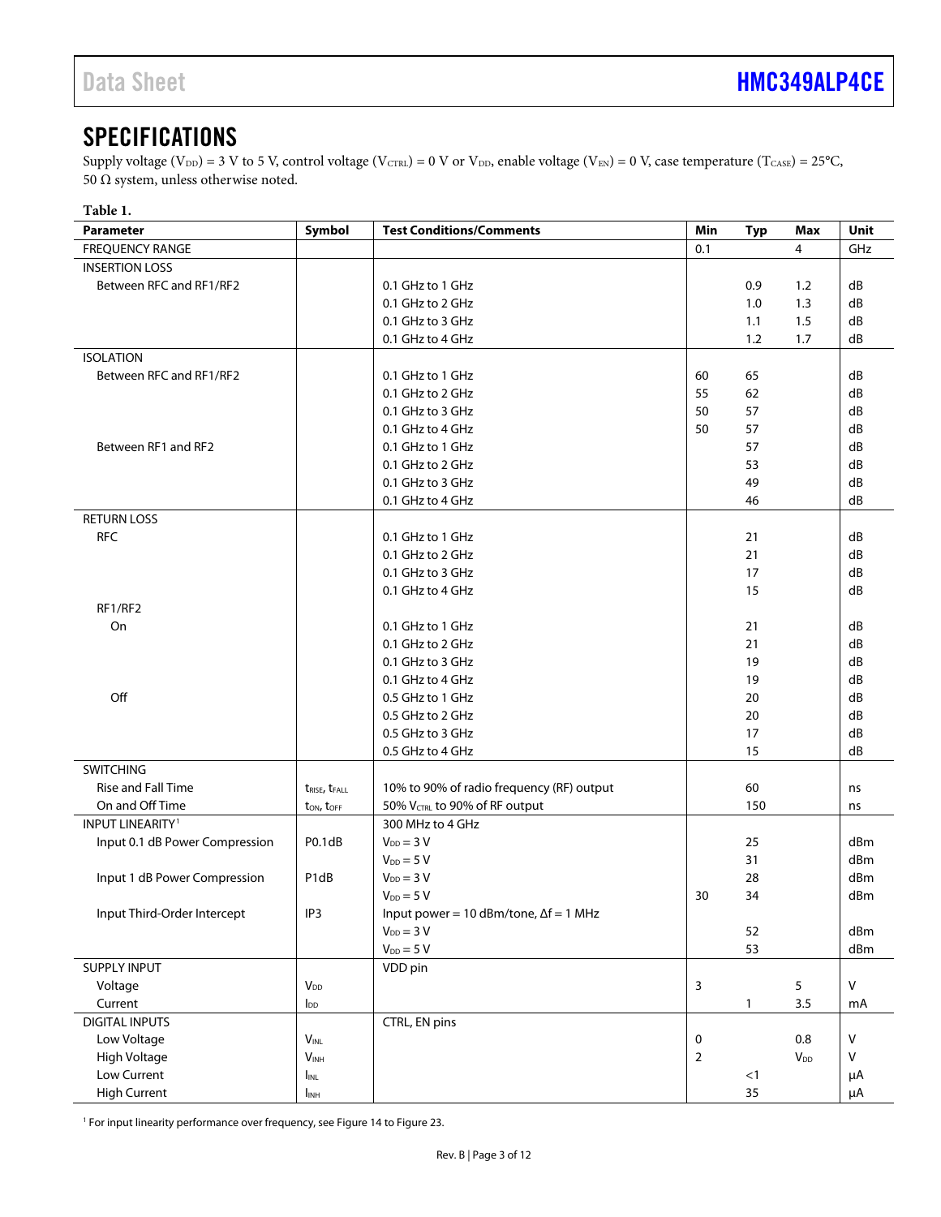# SPECIFICATIONS

Supply voltage ($V_{DD}$) = 3 V to 5 V, control voltage ($V_{CTRL}$) = 0 V or $V_{DD}$, enable voltage ($V_{EN}$) = 0 V, case temperature ($T_{CASE}$) = 25°C, 50 Ω system, unless otherwise noted.

**Table 1.**

| Parameter | Symbol | Test Conditions/Comments | Min | Typ | Max | Unit |
|---|---|---|---|---|---|---|
| FREQUENCY RANGE | | | 0.1 | | 4 | GHz |
| INSERTION LOSS | | | | | | |
| Between RFC and RF1/RF2 | | 0.1 GHz to 1 GHz | | 0.9 | 1.2 | dB |
| | | 0.1 GHz to 2 GHz | | 1.0 | 1.3 | dB |
| | | 0.1 GHz to 3 GHz | | 1.1 | 1.5 | dB |
| | | 0.1 GHz to 4 GHz | | 1.2 | 1.7 | dB |
| ISOLATION | | | | | | |
| Between RFC and RF1/RF2 | | 0.1 GHz to 1 GHz | 60 | 65 | | dB |
| | | 0.1 GHz to 2 GHz | 55 | 62 | | dB |
| | | 0.1 GHz to 3 GHz | 50 | 57 | | dB |
| | | 0.1 GHz to 4 GHz | 50 | 57 | | dB |
| Between RF1 and RF2 | | 0.1 GHz to 1 GHz | | 57 | | dB |
| | | 0.1 GHz to 2 GHz | | 53 | | dB |
| | | 0.1 GHz to 3 GHz | | 49 | | dB |
| | | 0.1 GHz to 4 GHz | | 46 | | dB |
| RETURN LOSS | | | | | | |
| RFC | | 0.1 GHz to 1 GHz | | 21 | | dB |
| | | 0.1 GHz to 2 GHz | | 21 | | dB |
| | | 0.1 GHz to 3 GHz | | 17 | | dB |
| | | 0.1 GHz to 4 GHz | | 15 | | dB |
| RF1/RF2 | | | | | | |
| On | | 0.1 GHz to 1 GHz | | 21 | | dB |
| | | 0.1 GHz to 2 GHz | | 21 | | dB |
| | | 0.1 GHz to 3 GHz | | 19 | | dB |
| | | 0.1 GHz to 4 GHz | | 19 | | dB |
| Off | | 0.5 GHz to 1 GHz | | 20 | | dB |
| | | 0.5 GHz to 2 GHz | | 20 | | dB |
| | | 0.5 GHz to 3 GHz | | 17 | | dB |
| | | 0.5 GHz to 4 GHz | | 15 | | dB |
| SWITCHING | | | | | | |
| Rise and Fall Time | $t_{RISE}$, $t_{FALL}$ | 10% to 90% of radio frequency (RF) output | | 60 | | ns |
| On and Off Time | $t_{ON}$, $t_{OFF}$ | 50% $V_{CTRL}$ to 90% of RF output | | 150 | | ns |
| INPUT LINEARITY[1] | | 300 MHz to 4 GHz | | | | |
| Input 0.1 dB Power Compression | P0.1dB | $V_{DD}$ = 3 V | | 25 | | dBm |
| | | $V_{DD}$ = 5 V | | 31 | | dBm |
| Input 1 dB Power Compression | P1dB | $V_{DD}$ = 3 V | | 28 | | dBm |
| | | $V_{DD}$ = 5 V | 30 | 34 | | dBm |
| Input Third-Order Intercept | IP3 | Input power = 10 dBm/tone, Δf = 1 MHz | | | | |
| | | $V_{DD}$ = 3 V | | 52 | | dBm |
| | | $V_{DD}$ = 5 V | | 53 | | dBm |
| SUPPLY INPUT | | VDD pin | | | | |
| Voltage | $V_{DD}$ | | 3 | | 5 | V |
| Current | $I_{DD}$ | | | 1 | 3.5 | mA |
| DIGITAL INPUTS | | CTRL, EN pins | | | | |
| Low Voltage | $V_{INL}$ | | 0 | | 0.8 | V |
| High Voltage | $V_{INH}$ | | 2 | | $V_{DD}$ | V |
| Low Current | $I_{INL}$ | | | <1 | | µA |
| High Current | $I_{INH}$ | | | 35 | | µA |

[1] For input linearity performance over frequency, see Figure 14 to Figure 23.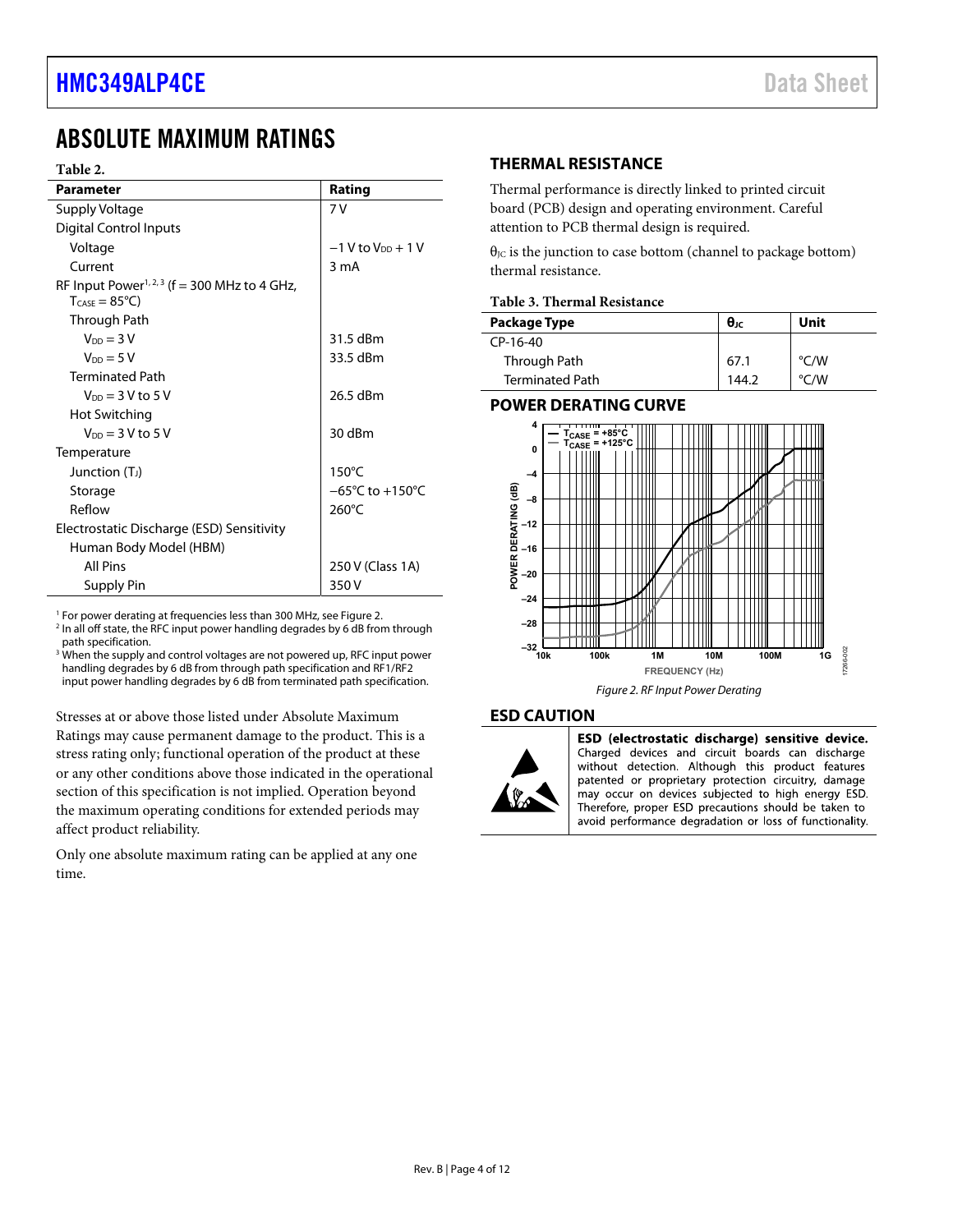# ABSOLUTE MAXIMUM RATINGS

**Table 2.**

| Parameter | Rating |
|---|---|
| Supply Voltage | 7 V |
| Digital Control Inputs | |
| Voltage | −1 V to $V_{DD}$ + 1 V |
| Current | 3 mA |
| RF Input Power[1, 2, 3] (f = 300 MHz to 4 GHz, $T_{CASE}$ = 85°C) | |
| Through Path | |
| $V_{DD}$ = 3 V | 31.5 dBm |
| $V_{DD}$ = 5 V | 33.5 dBm |
| Terminated Path | |
| $V_{DD}$ = 3 V to 5 V | 26.5 dBm |
| Hot Switching | |
| $V_{DD}$ = 3 V to 5 V | 30 dBm |
| Temperature | |
| Junction ($T_J$) | 150°C |
| Storage | −65°C to +150°C |
| Reflow | 260°C |
| Electrostatic Discharge (ESD) Sensitivity | |
| Human Body Model (HBM) | |
| All Pins | 250 V (Class 1A) |
| Supply Pin | 350 V |

[1] For power derating at frequencies less than 300 MHz, see Figure 2.
[2] In all off state, the RFC input power handling degrades by 6 dB from through path specification.
[3] When the supply and control voltages are not powered up, RFC input power handling degrades by 6 dB from through path specification and RF1/RF2 input power handling degrades by 6 dB from terminated path specification.

Stresses at or above those listed under Absolute Maximum Ratings may cause permanent damage to the product. This is a stress rating only; functional operation of the product at these or any other conditions above those indicated in the operational section of this specification is not implied. Operation beyond the maximum operating conditions for extended periods may affect product reliability.

Only one absolute maximum rating can be applied at any one time.

## THERMAL RESISTANCE

Thermal performance is directly linked to printed circuit board (PCB) design and operating environment. Careful attention to PCB thermal design is required.

$\theta_{JC}$ is the junction to case bottom (channel to package bottom) thermal resistance.

**Table 3. Thermal Resistance**

| Package Type | $\theta_{JC}$ | Unit |
|---|---|---|
| CP-16-40 | | |
| Through Path | 67.1 | °C/W |
| Terminated Path | 144.2 | °C/W |

## POWER DERATING CURVE

Figure 2. RF Input Power Derating

## ESD CAUTION

**ESD (electrostatic discharge) sensitive device.** Charged devices and circuit boards can discharge without detection. Although this product features patented or proprietary protection circuitry, damage may occur on devices subjected to high energy ESD. Therefore, proper ESD precautions should be taken to avoid performance degradation or loss of functionality.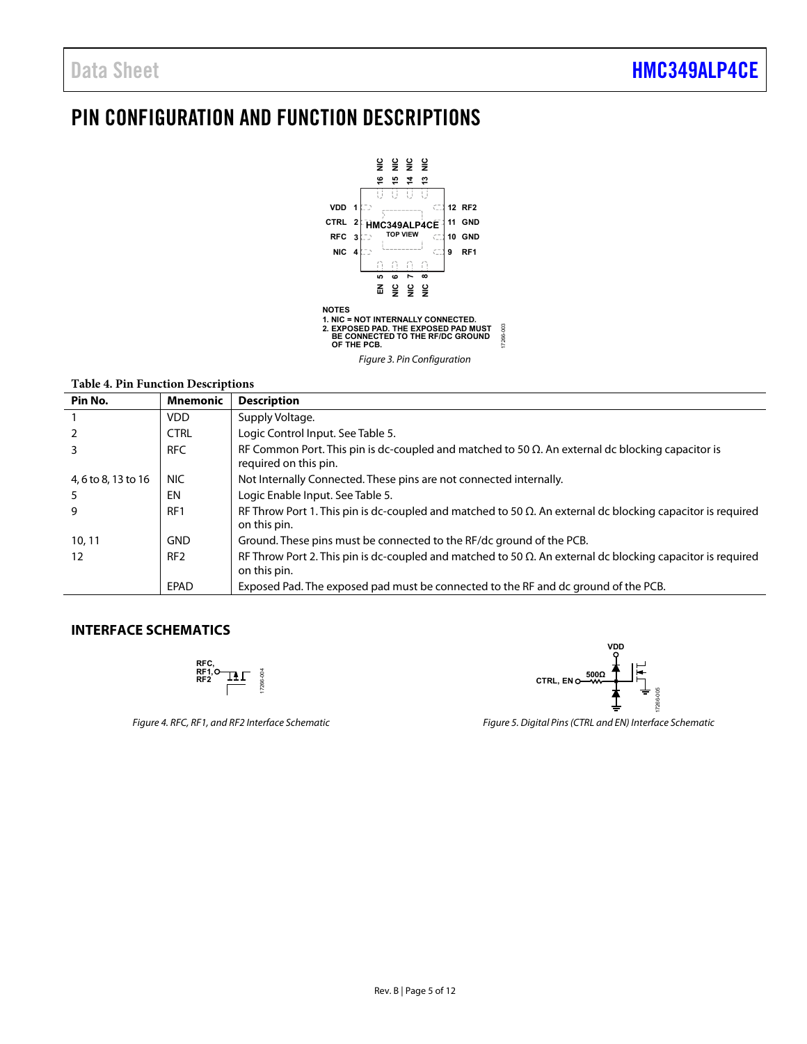# PIN CONFIGURATION AND FUNCTION DESCRIPTIONS

NOTES
1. NIC = NOT INTERNALLY CONNECTED.
2. EXPOSED PAD. THE EXPOSED PAD MUST BE CONNECTED TO THE RF/DC GROUND OF THE PCB.

*Figure 3. Pin Configuration*

**Table 4. Pin Function Descriptions**

| Pin No. | Mnemonic | Description |
|---|---|---|
| 1 | VDD | Supply Voltage. |
| 2 | CTRL | Logic Control Input. See Table 5. |
| 3 | RFC | RF Common Port. This pin is dc-coupled and matched to 50 Ω. An external dc blocking capacitor is required on this pin. |
| 4, 6 to 8, 13 to 16 | NIC | Not Internally Connected. These pins are not connected internally. |
| 5 | EN | Logic Enable Input. See Table 5. |
| 9 | RF1 | RF Throw Port 1. This pin is dc-coupled and matched to 50 Ω. An external dc blocking capacitor is required on this pin. |
| 10, 11 | GND | Ground. These pins must be connected to the RF/dc ground of the PCB. |
| 12 | RF2 | RF Throw Port 2. This pin is dc-coupled and matched to 50 Ω. An external dc blocking capacitor is required on this pin. |
| | EPAD | Exposed Pad. The exposed pad must be connected to the RF and dc ground of the PCB. |

## INTERFACE SCHEMATICS

*Figure 4. RFC, RF1, and RF2 Interface Schematic*

*Figure 5. Digital Pins (CTRL and EN) Interface Schematic*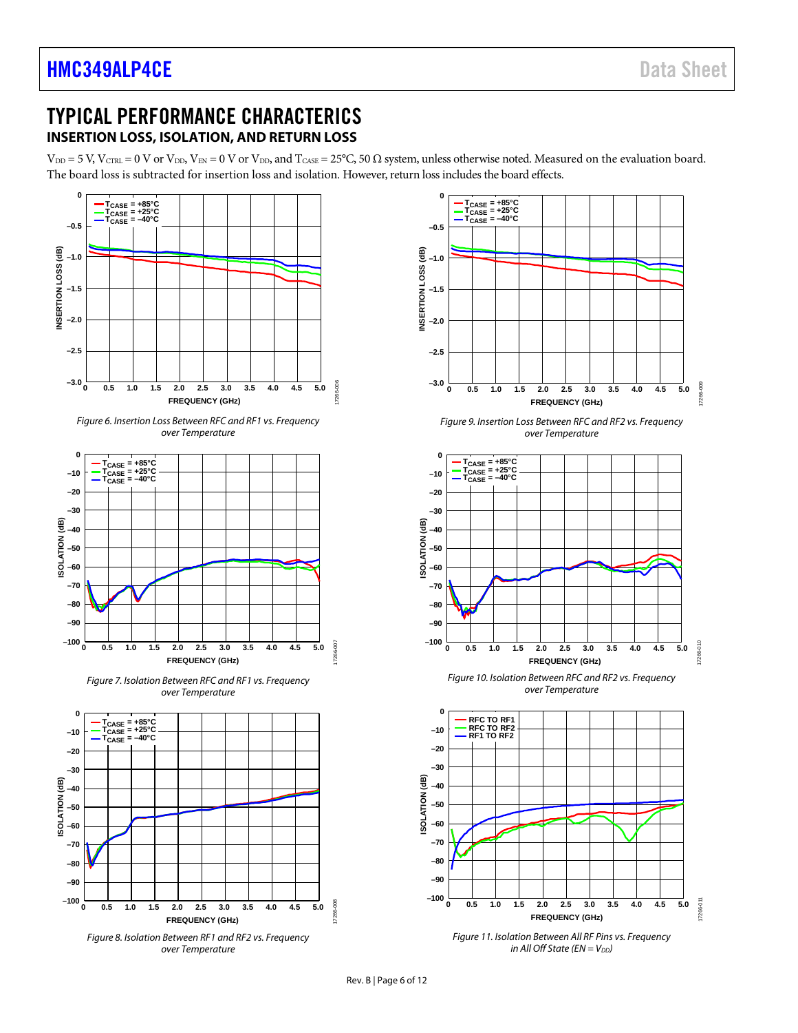# TYPICAL PERFORMANCE CHARACTERICS

## INSERTION LOSS, ISOLATION, AND RETURN LOSS

$V_{DD}$ = 5 V, $V_{CTRL}$ = 0 V or $V_{DD}$, $V_{EN}$ = 0 V or $V_{DD}$, and $T_{CASE}$ = 25°C, 50 Ω system, unless otherwise noted. Measured on the evaluation board. The board loss is subtracted for insertion loss and isolation. However, return loss includes the board effects.

*Figure 6. Insertion Loss Between RFC and RF1 vs. Frequency over Temperature*

*Figure 7. Isolation Between RFC and RF1 vs. Frequency over Temperature*

*Figure 8. Isolation Between RF1 and RF2 vs. Frequency over Temperature*

*Figure 9. Insertion Loss Between RFC and RF2 vs. Frequency over Temperature*

*Figure 10. Isolation Between RFC and RF2 vs. Frequency over Temperature*

*Figure 11. Isolation Between All RF Pins vs. Frequency in All Off State (EN = $V_{DD}$)*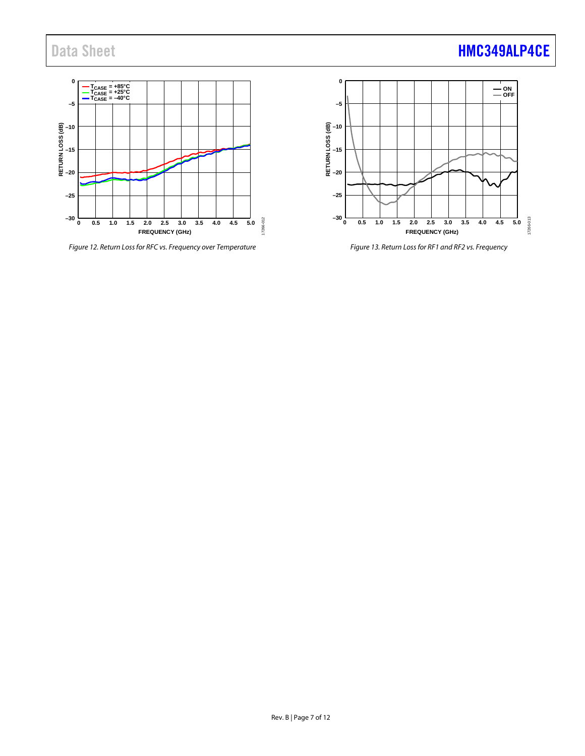Figure 12. Return Loss for RFC vs. Frequency over Temperature

Figure 13. Return Loss for RF1 and RF2 vs. Frequency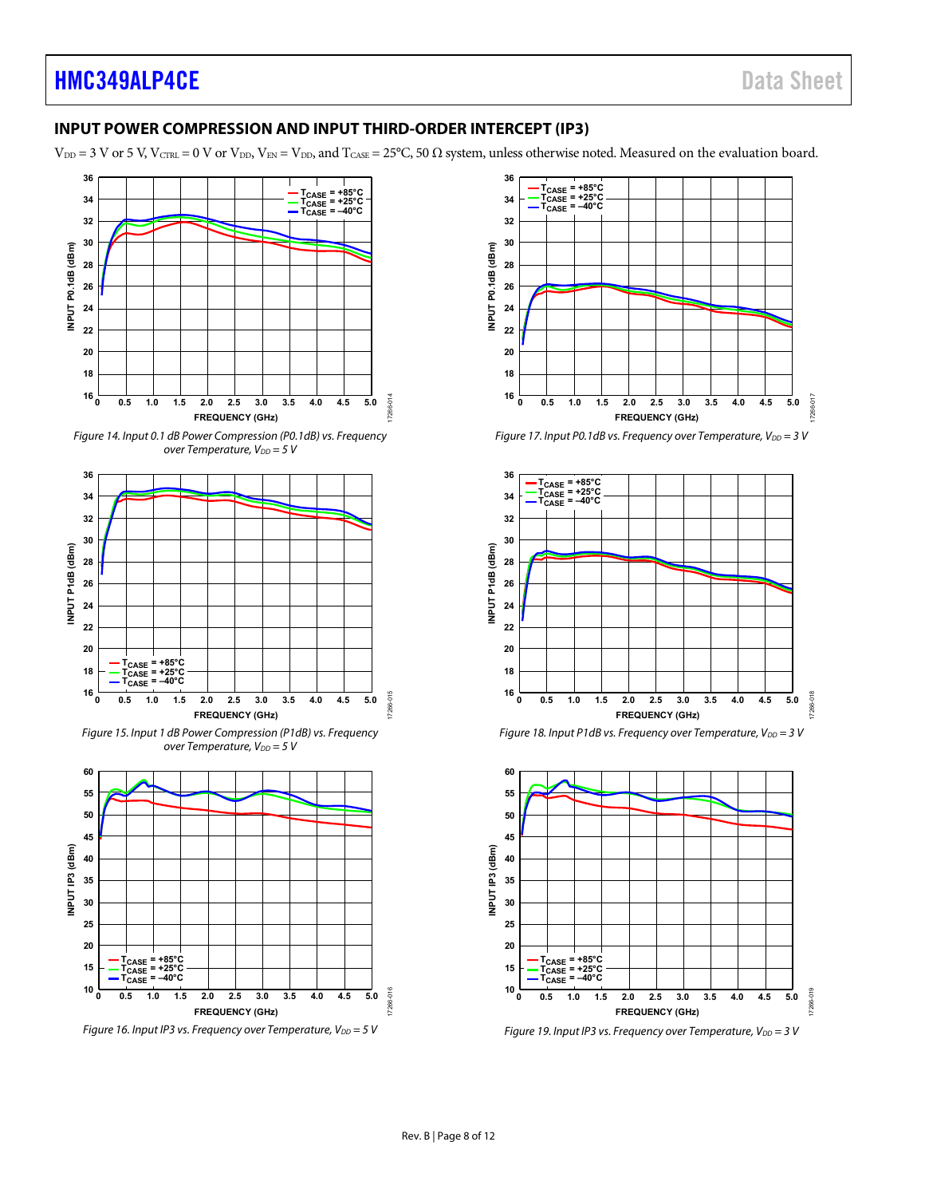## INPUT POWER COMPRESSION AND INPUT THIRD-ORDER INTERCEPT (IP3)

$V_{DD}$ = 3 V or 5 V, $V_{CTRL}$ = 0 V or $V_{DD}$, $V_{EN}$ = $V_{DD}$, and $T_{CASE}$ = 25°C, 50 Ω system, unless otherwise noted. Measured on the evaluation board.

*Figure 14. Input 0.1 dB Power Compression (P0.1dB) vs. Frequency over Temperature, $V_{DD}$ = 5 V*

*Figure 15. Input 1 dB Power Compression (P1dB) vs. Frequency over Temperature, $V_{DD}$ = 5 V*

*Figure 16. Input IP3 vs. Frequency over Temperature, $V_{DD}$ = 5 V*

*Figure 17. Input P0.1dB vs. Frequency over Temperature, $V_{DD}$ = 3 V*

*Figure 18. Input P1dB vs. Frequency over Temperature, $V_{DD}$ = 3 V*

*Figure 19. Input IP3 vs. Frequency over Temperature, $V_{DD}$ = 3 V*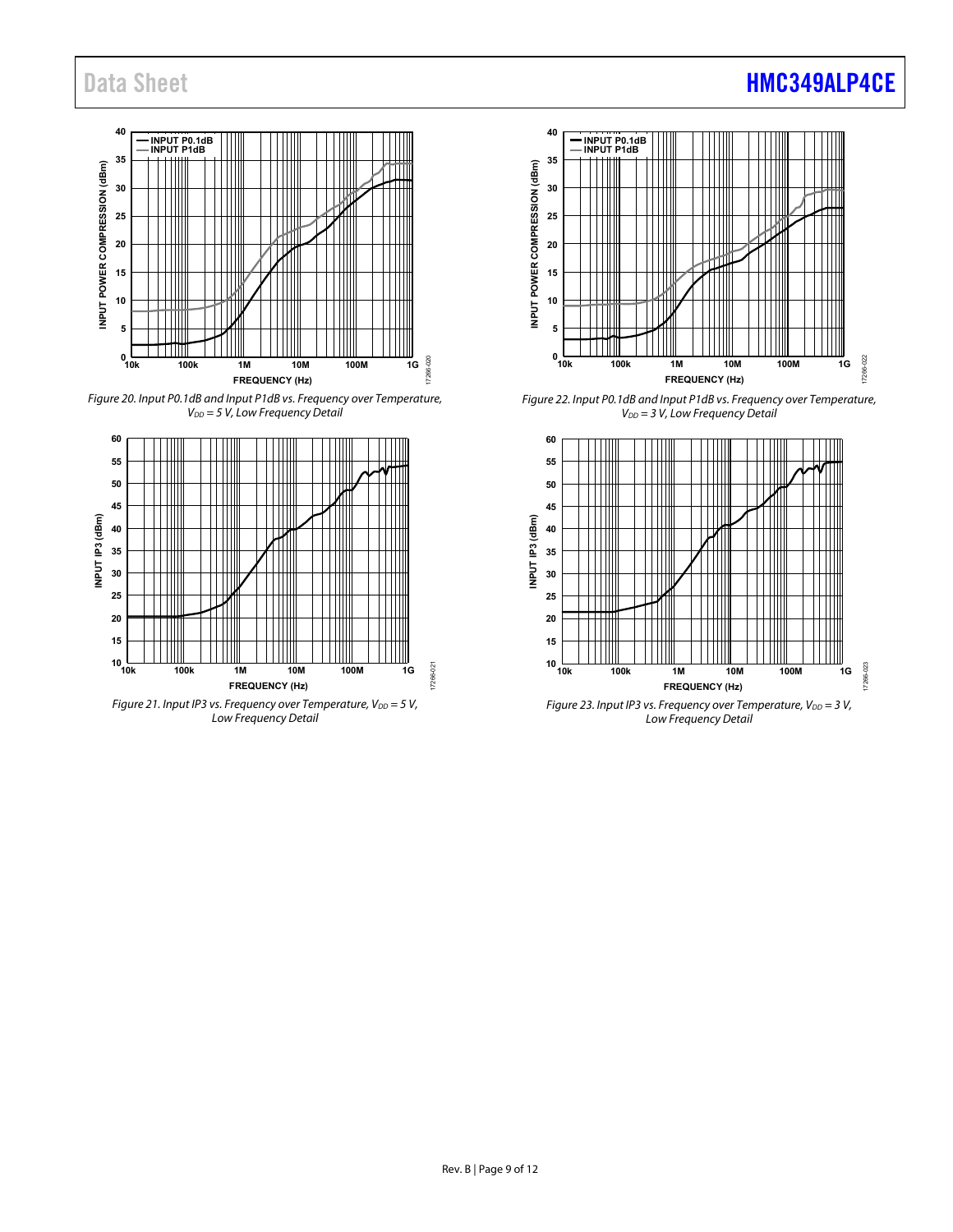Figure 20. Input P0.1dB and Input P1dB vs. Frequency over Temperature, $V_{DD}$ = 5 V, Low Frequency Detail

Figure 21. Input IP3 vs. Frequency over Temperature, $V_{DD}$ = 5 V, Low Frequency Detail

Figure 22. Input P0.1dB and Input P1dB vs. Frequency over Temperature, $V_{DD}$ = 3 V, Low Frequency Detail

Figure 23. Input IP3 vs. Frequency over Temperature, $V_{DD}$ = 3 V, Low Frequency Detail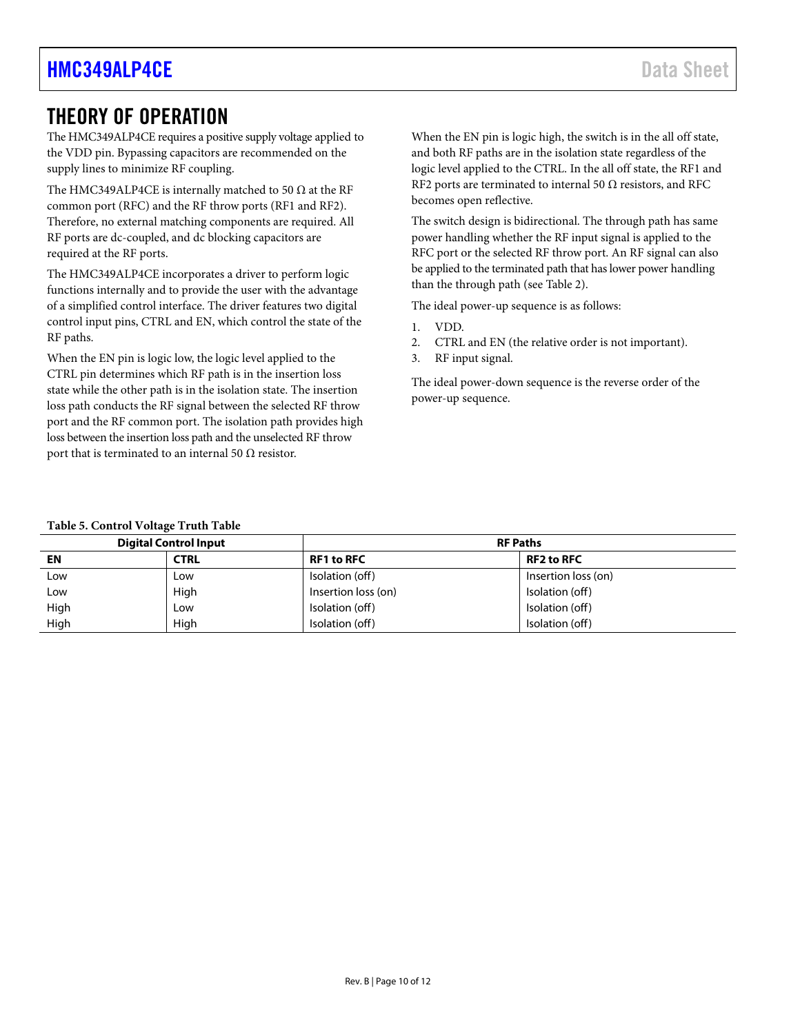# THEORY OF OPERATION

The HMC349ALP4CE requires a positive supply voltage applied to the VDD pin. Bypassing capacitors are recommended on the supply lines to minimize RF coupling.

The HMC349ALP4CE is internally matched to 50 Ω at the RF common port (RFC) and the RF throw ports (RF1 and RF2). Therefore, no external matching components are required. All RF ports are dc-coupled, and dc blocking capacitors are required at the RF ports.

The HMC349ALP4CE incorporates a driver to perform logic functions internally and to provide the user with the advantage of a simplified control interface. The driver features two digital control input pins, CTRL and EN, which control the state of the RF paths.

When the EN pin is logic low, the logic level applied to the CTRL pin determines which RF path is in the insertion loss state while the other path is in the isolation state. The insertion loss path conducts the RF signal between the selected RF throw port and the RF common port. The isolation path provides high loss between the insertion loss path and the unselected RF throw port that is terminated to an internal 50 Ω resistor.

When the EN pin is logic high, the switch is in the all off state, and both RF paths are in the isolation state regardless of the logic level applied to the CTRL. In the all off state, the RF1 and RF2 ports are terminated to internal 50 Ω resistors, and RFC becomes open reflective.

The switch design is bidirectional. The through path has same power handling whether the RF input signal is applied to the RFC port or the selected RF throw port. An RF signal can also be applied to the terminated path that has lower power handling than the through path (see Table 2).

The ideal power-up sequence is as follows:

1. VDD.
2. CTRL and EN (the relative order is not important).
3. RF input signal.

The ideal power-down sequence is the reverse order of the power-up sequence.

**Table 5. Control Voltage Truth Table**

| Digital Control Input | | RF Paths | |
|---|---|---|---|
| **EN** | **CTRL** | **RF1 to RFC** | **RF2 to RFC** |
| Low | Low | Isolation (off) | Insertion loss (on) |
| Low | High | Insertion loss (on) | Isolation (off) |
| High | Low | Isolation (off) | Isolation (off) |
| High | High | Isolation (off) | Isolation (off) |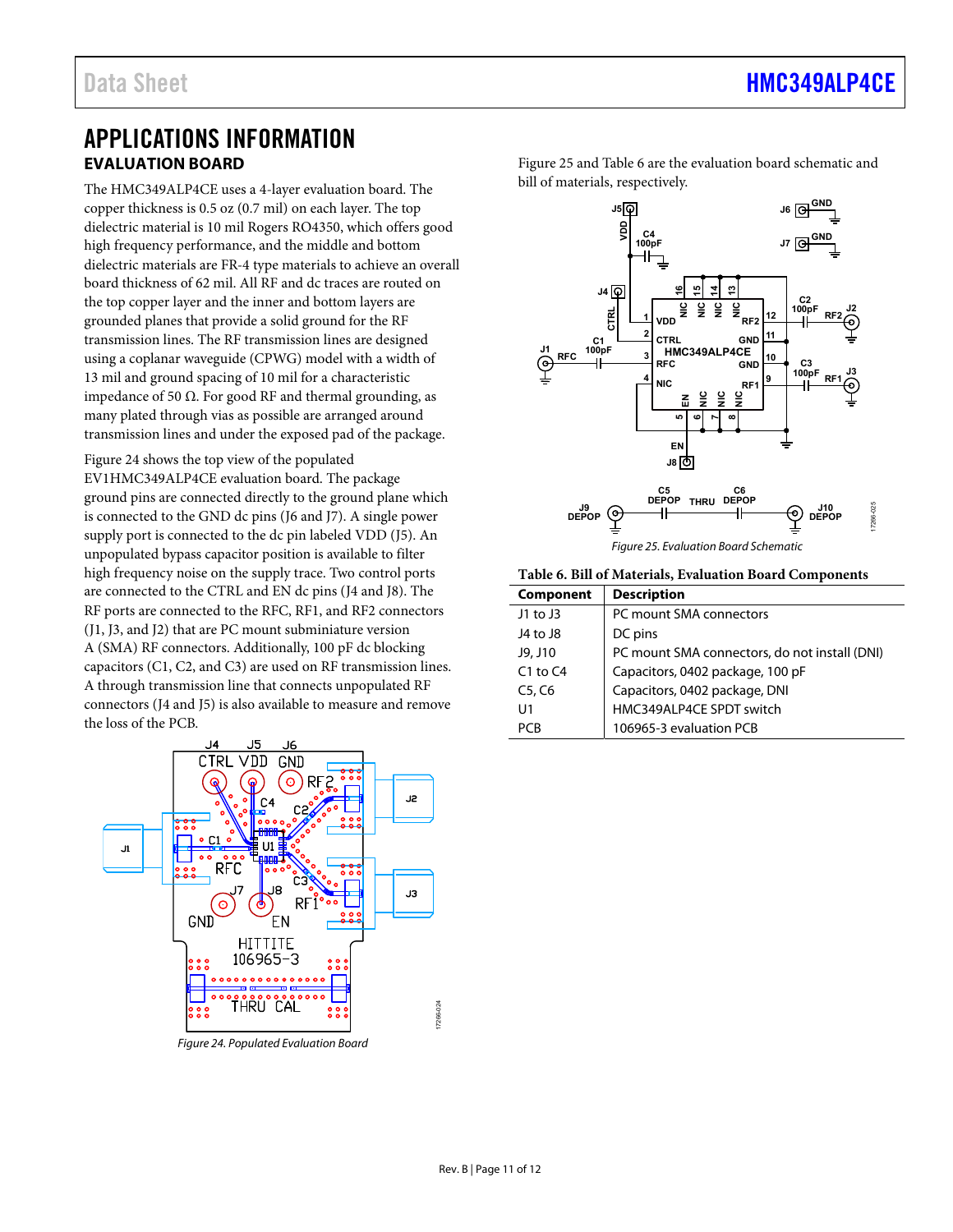# APPLICATIONS INFORMATION

## EVALUATION BOARD

The HMC349ALP4CE uses a 4-layer evaluation board. The copper thickness is 0.5 oz (0.7 mil) on each layer. The top dielectric material is 10 mil Rogers RO4350, which offers good high frequency performance, and the middle and bottom dielectric materials are FR-4 type materials to achieve an overall board thickness of 62 mil. All RF and dc traces are routed on the top copper layer and the inner and bottom layers are grounded planes that provide a solid ground for the RF transmission lines. The RF transmission lines are designed using a coplanar waveguide (CPWG) model with a width of 13 mil and ground spacing of 10 mil for a characteristic impedance of 50 Ω. For good RF and thermal grounding, as many plated through vias as possible are arranged around transmission lines and under the exposed pad of the package.

Figure 24 shows the top view of the populated EV1HMC349ALP4CE evaluation board. The package ground pins are connected directly to the ground plane which is connected to the GND dc pins (J6 and J7). A single power supply port is connected to the dc pin labeled VDD (J5). An unpopulated bypass capacitor position is available to filter high frequency noise on the supply trace. Two control ports are connected to the CTRL and EN dc pins (J4 and J8). The RF ports are connected to the RFC, RF1, and RF2 connectors (J1, J3, and J2) that are PC mount subminiature version A (SMA) RF connectors. Additionally, 100 pF dc blocking capacitors (C1, C2, and C3) are used on RF transmission lines. A through transmission line that connects unpopulated RF connectors (J4 and J5) is also available to measure and remove the loss of the PCB.

*Figure 24. Populated Evaluation Board*

Figure 25 and Table 6 are the evaluation board schematic and bill of materials, respectively.

*Figure 25. Evaluation Board Schematic*

**Table 6. Bill of Materials, Evaluation Board Components**

| Component | Description |
|---|---|
| J1 to J3 | PC mount SMA connectors |
| J4 to J8 | DC pins |
| J9, J10 | PC mount SMA connectors, do not install (DNI) |
| C1 to C4 | Capacitors, 0402 package, 100 pF |
| C5, C6 | Capacitors, 0402 package, DNI |
| U1 | HMC349ALP4CE SPDT switch |
| PCB | 106965-3 evaluation PCB |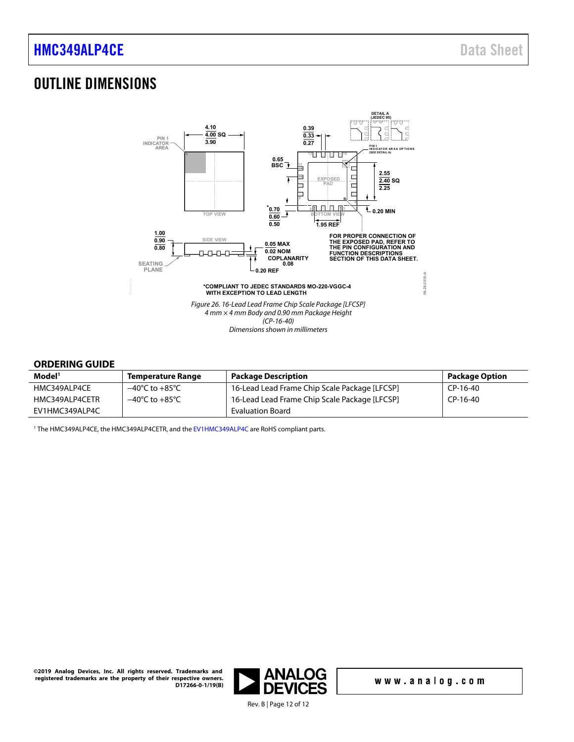# OUTLINE DIMENSIONS

DETAIL A (JEDEC 95)

PIN 1 INDICATOR AREA

4.10
4.00 SQ
3.90

0.39
0.33
0.27

PIN 1 INDICATOR AREA OPTIONS (SEE DETAIL A)

0.65 BSC

EXPOSED PAD

2.55
2.40 SQ
2.25

*0.70
0.60
0.50

TOP VIEW

BOTTOM VIEW

0.20 MIN

1.95 REF

1.00
0.90
0.80

SIDE VIEW

0.05 MAX
0.02 NOM

COPLANARITY 0.08

SEATING PLANE

0.20 REF

FOR PROPER CONNECTION OF THE EXPOSED PAD, REFER TO THE PIN CONFIGURATION AND FUNCTION DESCRIPTIONS SECTION OF THIS DATA SHEET.

*COMPLIANT TO JEDEC STANDARDS MO-220-VGGC-4 WITH EXCEPTION TO LEAD LENGTH

08-29-2018-A

*Figure 26. 16-Lead Lead Frame Chip Scale Package [LFCSP]*
*4 mm × 4 mm Body and 0.90 mm Package Height*
*(CP-16-40)*
*Dimensions shown in millimeters*

## ORDERING GUIDE

| Model[1] | Temperature Range | Package Description | Package Option |
|---|---|---|---|
| HMC349ALP4CE | −40°C to +85°C | 16-Lead Lead Frame Chip Scale Package [LFCSP] | CP-16-40 |
| HMC349ALP4CETR | −40°C to +85°C | 16-Lead Lead Frame Chip Scale Package [LFCSP] | CP-16-40 |
| EV1HMC349ALP4C | | Evaluation Board | |

[1] The HMC349ALP4CE, the HMC349ALP4CETR, and the EV1HMC349ALP4C are RoHS compliant parts.

©2019 Analog Devices, Inc. All rights reserved. Trademarks and registered trademarks are the property of their respective owners.
D17266-0-1/19(B)